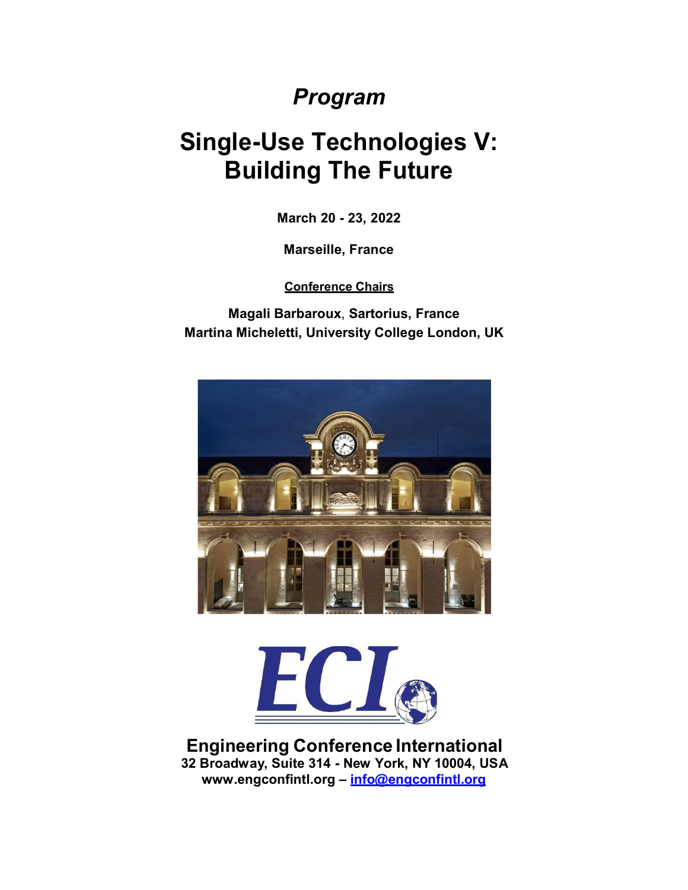*Program*

# Single-Use Technologies V: Building The Future

**March 20 - 23, 2022**

**Marseille, France**

**Conference Chairs**

**Magali Barbaroux**, **Sartorius, France**
**Martina Micheletti, University College London, UK**

**Engineering Conference International**
**32 Broadway, Suite 314 - New York, NY 10004, USA**
**www.engconfintl.org – info@engconfintl.org**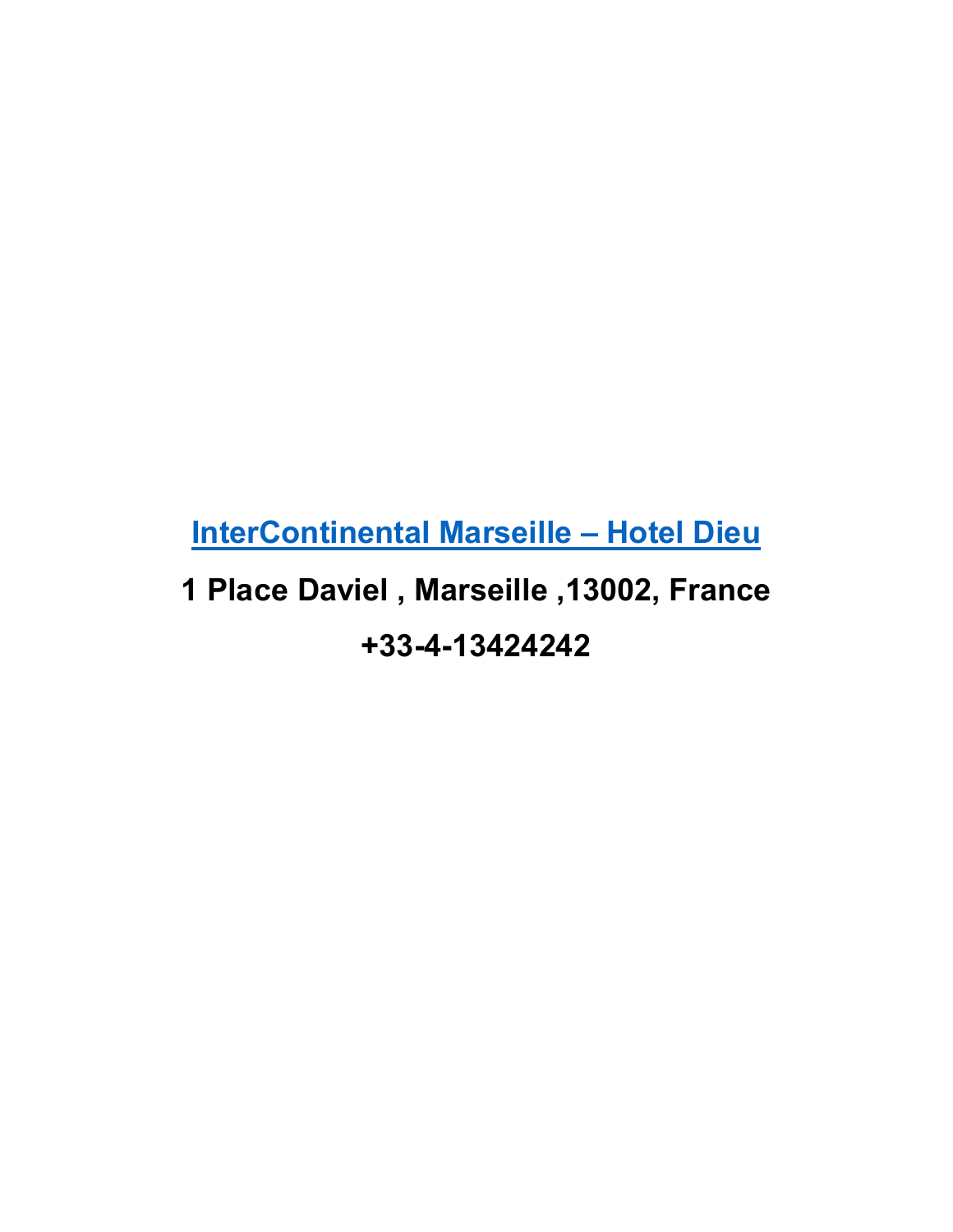**InterContinental Marseille – Hotel Dieu**

**1 Place Daviel , Marseille ,13002, France**

**+33-4-13424242**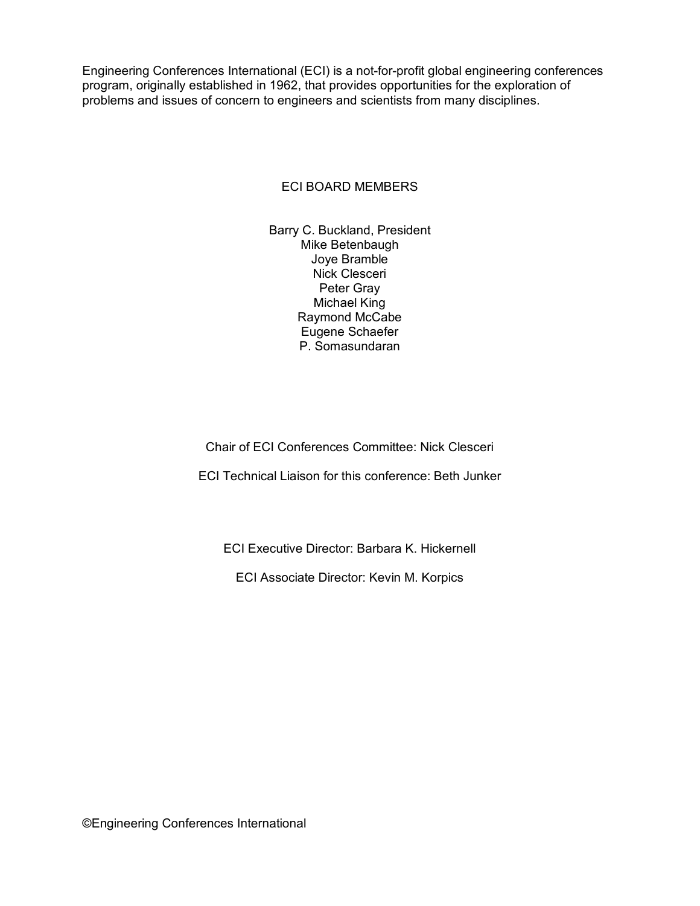Engineering Conferences International (ECI) is a not-for-profit global engineering conferences program, originally established in 1962, that provides opportunities for the exploration of problems and issues of concern to engineers and scientists from many disciplines.

## ECI BOARD MEMBERS

Barry C. Buckland, President
Mike Betenbaugh
Joye Bramble
Nick Clesceri
Peter Gray
Michael King
Raymond McCabe
Eugene Schaefer
P. Somasundaran

Chair of ECI Conferences Committee: Nick Clesceri

ECI Technical Liaison for this conference: Beth Junker

ECI Executive Director: Barbara K. Hickernell

ECI Associate Director: Kevin M. Korpics

©Engineering Conferences International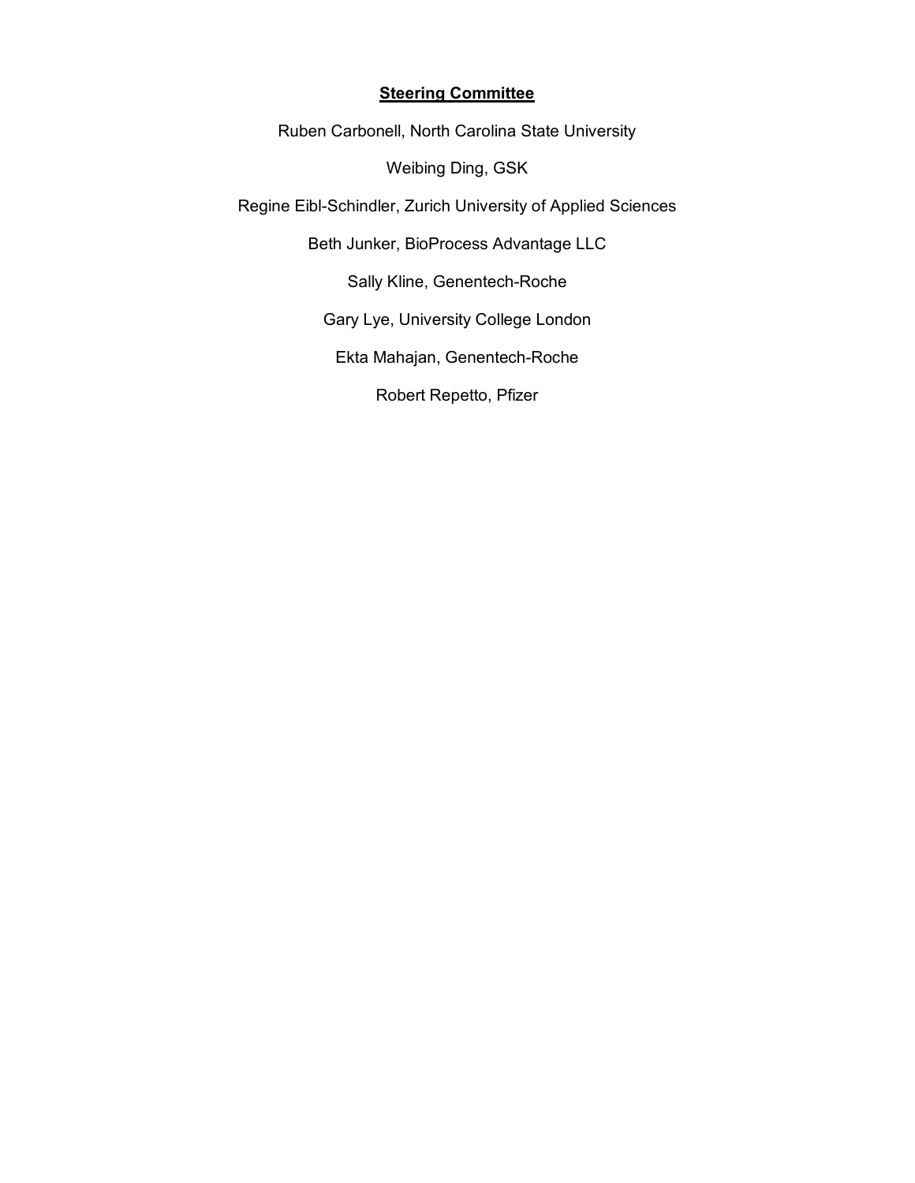## Steering Committee

Ruben Carbonell, North Carolina State University

Weibing Ding, GSK

Regine Eibl-Schindler, Zurich University of Applied Sciences

Beth Junker, BioProcess Advantage LLC

Sally Kline, Genentech-Roche

Gary Lye, University College London

Ekta Mahajan, Genentech-Roche

Robert Repetto, Pfizer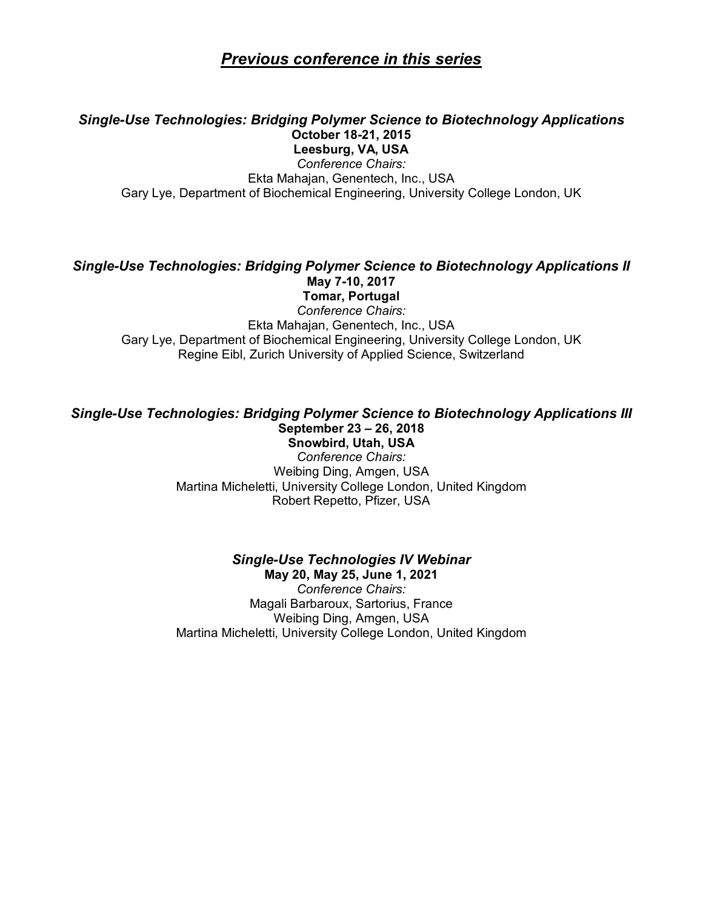# *Previous conference in this series*

***Single-Use Technologies: Bridging Polymer Science to Biotechnology Applications***
**October 18-21, 2015**
**Leesburg, VA, USA**
*Conference Chairs:*
Ekta Mahajan, Genentech, Inc., USA
Gary Lye, Department of Biochemical Engineering, University College London, UK

***Single-Use Technologies: Bridging Polymer Science to Biotechnology Applications II***
**May 7-10, 2017**
**Tomar, Portugal**
*Conference Chairs:*
Ekta Mahajan, Genentech, Inc., USA
Gary Lye, Department of Biochemical Engineering, University College London, UK
Regine Eibl, Zurich University of Applied Science, Switzerland

***Single-Use Technologies: Bridging Polymer Science to Biotechnology Applications III***
**September 23 – 26, 2018**
**Snowbird, Utah, USA**
*Conference Chairs:*
Weibing Ding, Amgen, USA
Martina Micheletti, University College London, United Kingdom
Robert Repetto, Pfizer, USA

***Single-Use Technologies IV Webinar***
**May 20, May 25, June 1, 2021**
*Conference Chairs:*
Magali Barbaroux, Sartorius, France
Weibing Ding, Amgen, USA
Martina Micheletti, University College London, United Kingdom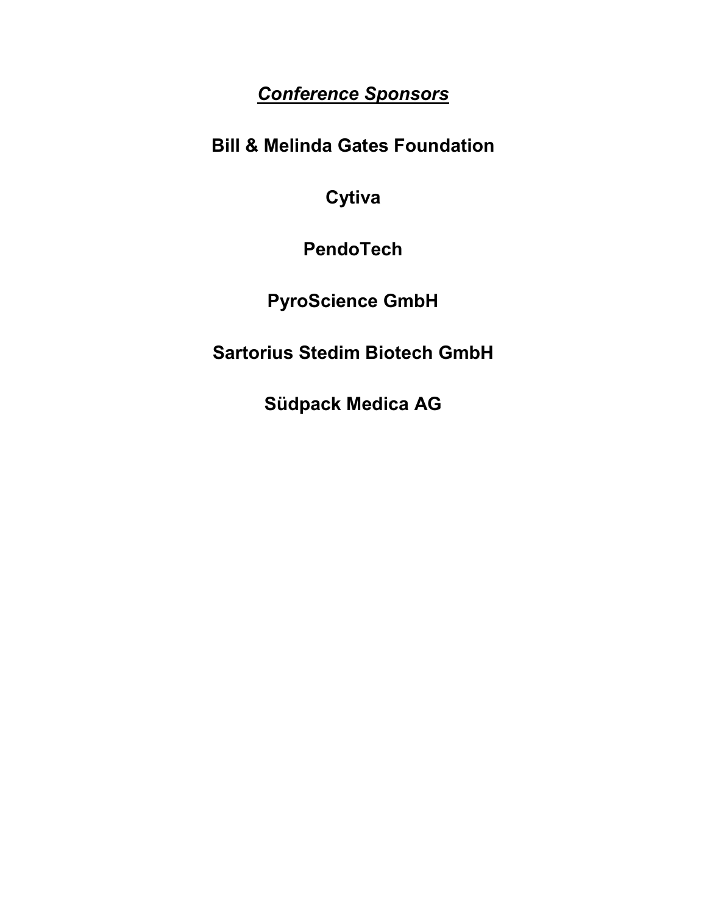## ***Conference Sponsors***

**Bill & Melinda Gates Foundation**

**Cytiva**

**PendoTech**

**PyroScience GmbH**

**Sartorius Stedim Biotech GmbH**

**Südpack Medica AG**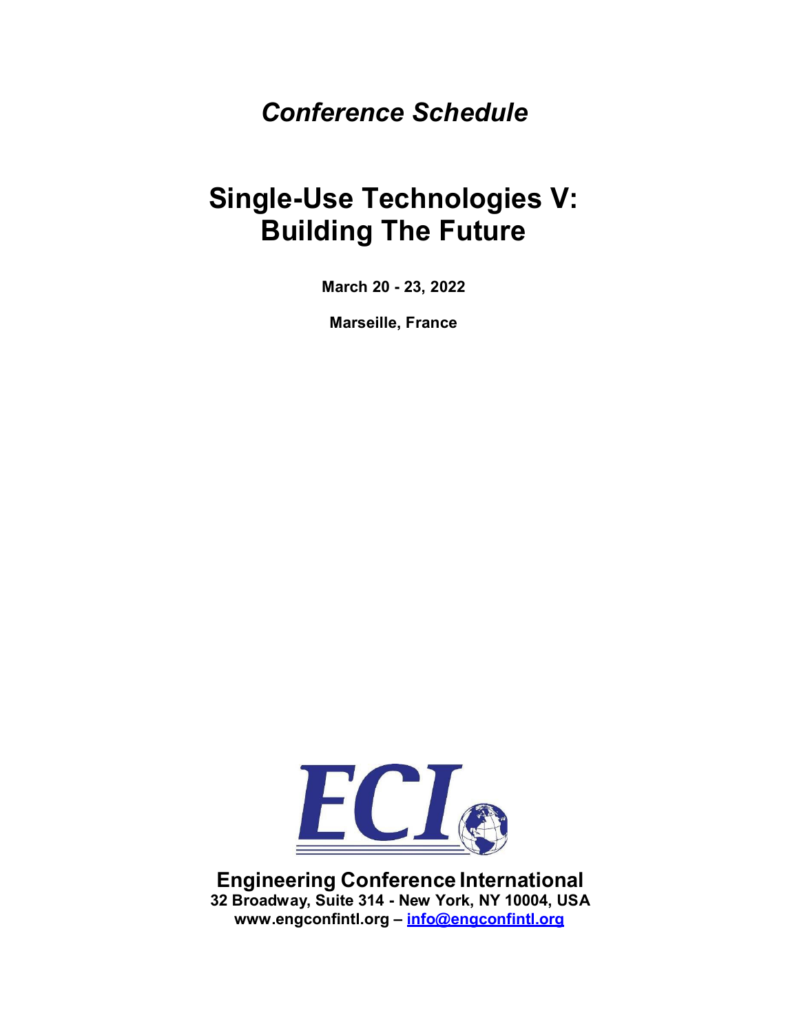*Conference Schedule*

# Single-Use Technologies V: Building The Future

**March 20 - 23, 2022**

**Marseille, France**

**Engineering Conference International**
**32 Broadway, Suite 314 - New York, NY 10004, USA**
**www.engconfintl.org – info@engconfintl.org**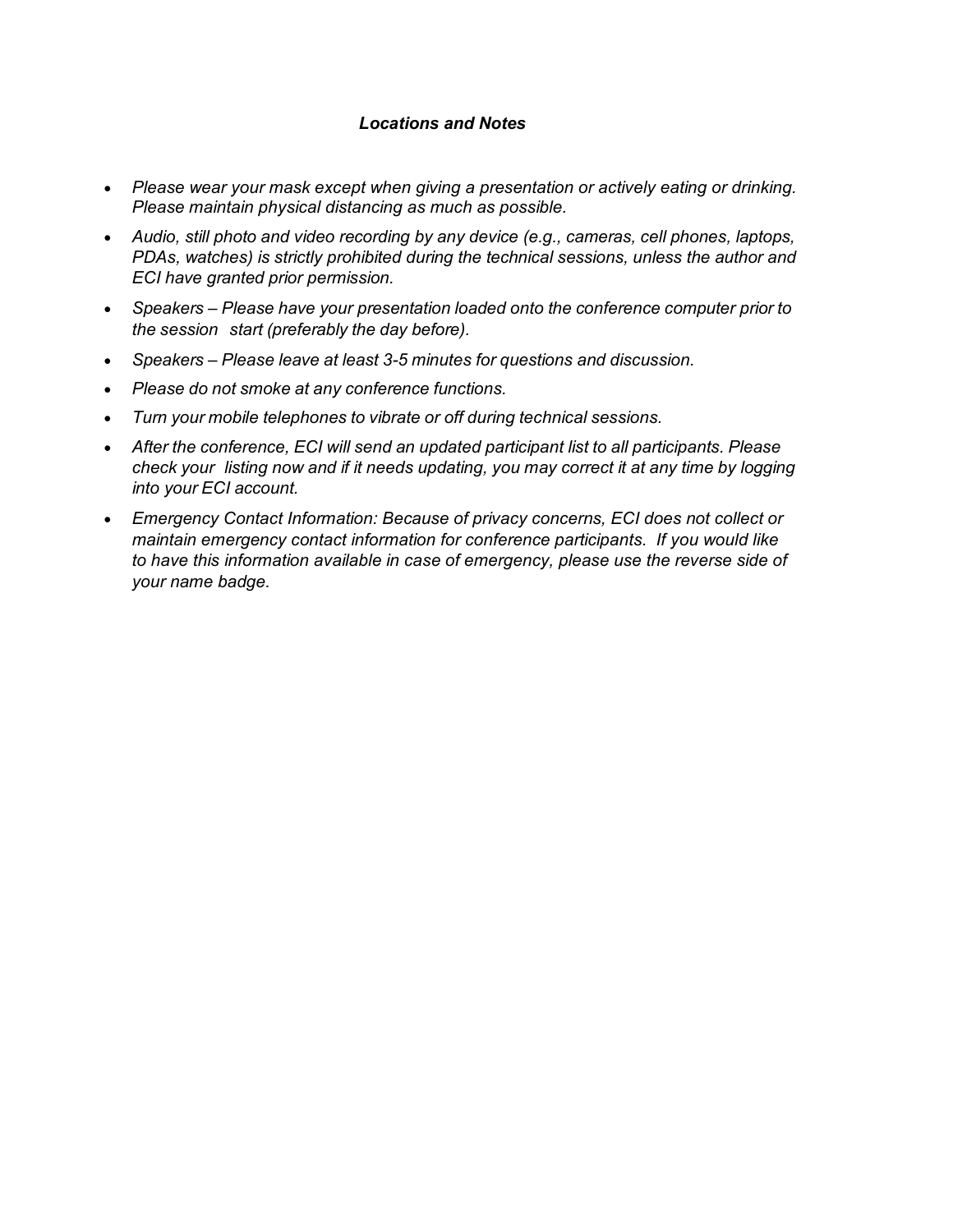### *Locations and Notes*

- *Please wear your mask except when giving a presentation or actively eating or drinking. Please maintain physical distancing as much as possible.*
- *Audio, still photo and video recording by any device (e.g., cameras, cell phones, laptops, PDAs, watches) is strictly prohibited during the technical sessions, unless the author and ECI have granted prior permission.*
- *Speakers – Please have your presentation loaded onto the conference computer prior to the session start (preferably the day before).*
- *Speakers – Please leave at least 3-5 minutes for questions and discussion.*
- *Please do not smoke at any conference functions.*
- *Turn your mobile telephones to vibrate or off during technical sessions.*
- *After the conference, ECI will send an updated participant list to all participants. Please check your listing now and if it needs updating, you may correct it at any time by logging into your ECI account.*
- *Emergency Contact Information: Because of privacy concerns, ECI does not collect or maintain emergency contact information for conference participants. If you would like to have this information available in case of emergency, please use the reverse side of your name badge.*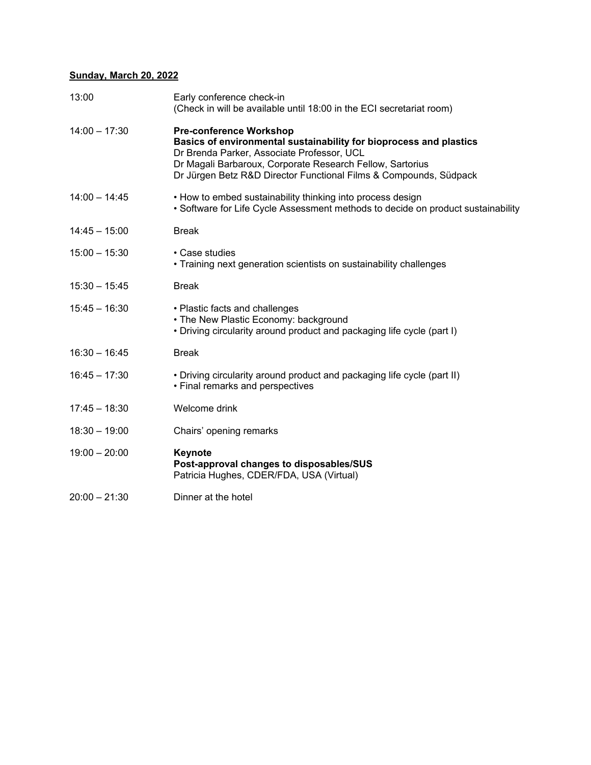**<u>Sunday, March 20, 2022</u>**

| | |
|---|---|
| 13:00 | Early conference check-in<br>(Check in will be available until 18:00 in the ECI secretariat room) |
| 14:00 – 17:30 | **Pre-conference Workshop**<br>**Basics of environmental sustainability for bioprocess and plastics**<br>Dr Brenda Parker, Associate Professor, UCL<br>Dr Magali Barbaroux, Corporate Research Fellow, Sartorius<br>Dr Jürgen Betz R&D Director Functional Films & Compounds, Südpack |
| 14:00 – 14:45 | • How to embed sustainability thinking into process design<br>• Software for Life Cycle Assessment methods to decide on product sustainability |
| 14:45 – 15:00 | Break |
| 15:00 – 15:30 | • Case studies<br>• Training next generation scientists on sustainability challenges |
| 15:30 – 15:45 | Break |
| 15:45 – 16:30 | • Plastic facts and challenges<br>• The New Plastic Economy: background<br>• Driving circularity around product and packaging life cycle (part I) |
| 16:30 – 16:45 | Break |
| 16:45 – 17:30 | • Driving circularity around product and packaging life cycle (part II)<br>• Final remarks and perspectives |
| 17:45 – 18:30 | Welcome drink |
| 18:30 – 19:00 | Chairs' opening remarks |
| 19:00 – 20:00 | **Keynote**<br>**Post-approval changes to disposables/SUS**<br>Patricia Hughes, CDER/FDA, USA (Virtual) |
| 20:00 – 21:30 | Dinner at the hotel |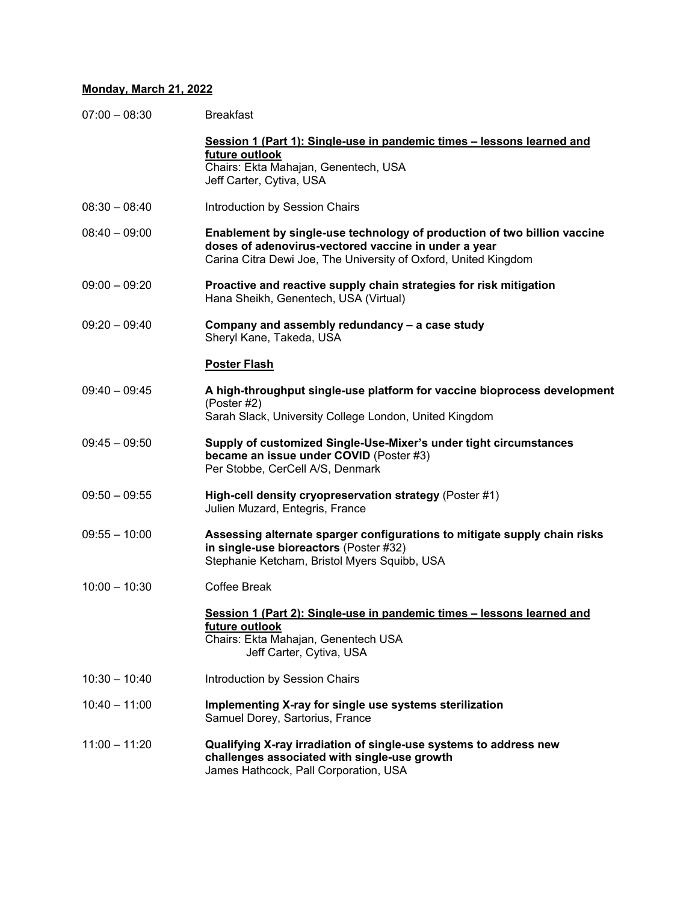**<u>Monday, March 21, 2022</u>**

| | |
|---|---|
| 07:00 – 08:30 | Breakfast |
| | **<u>Session 1 (Part 1): Single-use in pandemic times – lessons learned and future outlook</u>**<br>Chairs: Ekta Mahajan, Genentech, USA<br>Jeff Carter, Cytiva, USA |
| 08:30 – 08:40 | Introduction by Session Chairs |
| 08:40 – 09:00 | **Enablement by single-use technology of production of two billion vaccine doses of adenovirus-vectored vaccine in under a year**<br>Carina Citra Dewi Joe, The University of Oxford, United Kingdom |
| 09:00 – 09:20 | **Proactive and reactive supply chain strategies for risk mitigation**<br>Hana Sheikh, Genentech, USA (Virtual) |
| 09:20 – 09:40 | **Company and assembly redundancy – a case study**<br>Sheryl Kane, Takeda, USA |
| | **<u>Poster Flash</u>** |
| 09:40 – 09:45 | **A high-throughput single-use platform for vaccine bioprocess development** (Poster #2)<br>Sarah Slack, University College London, United Kingdom |
| 09:45 – 09:50 | **Supply of customized Single-Use-Mixer's under tight circumstances became an issue under COVID** (Poster #3)<br>Per Stobbe, CerCell A/S, Denmark |
| 09:50 – 09:55 | **High-cell density cryopreservation strategy** (Poster #1)<br>Julien Muzard, Entegris, France |
| 09:55 – 10:00 | **Assessing alternate sparger configurations to mitigate supply chain risks in single-use bioreactors** (Poster #32)<br>Stephanie Ketcham, Bristol Myers Squibb, USA |
| 10:00 – 10:30 | Coffee Break |
| | **<u>Session 1 (Part 2): Single-use in pandemic times – lessons learned and future outlook</u>**<br>Chairs: Ekta Mahajan, Genentech USA<br>Jeff Carter, Cytiva, USA |
| 10:30 – 10:40 | Introduction by Session Chairs |
| 10:40 – 11:00 | **Implementing X-ray for single use systems sterilization**<br>Samuel Dorey, Sartorius, France |
| 11:00 – 11:20 | **Qualifying X-ray irradiation of single-use systems to address new challenges associated with single-use growth**<br>James Hathcock, Pall Corporation, USA |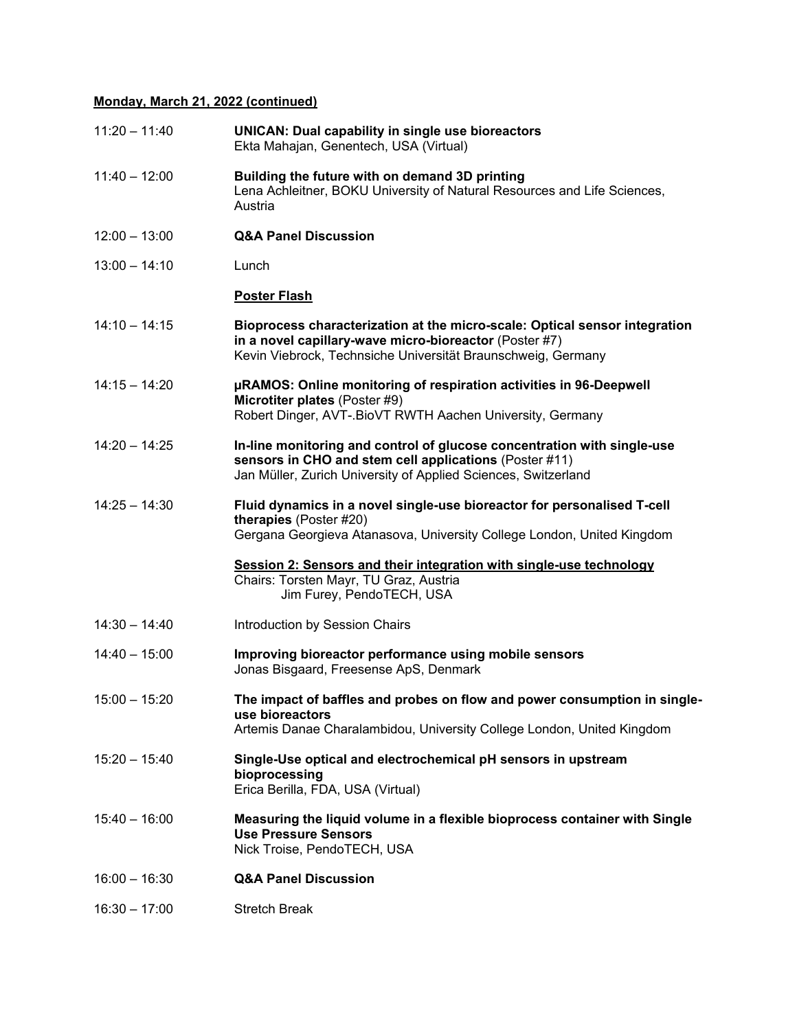**Monday, March 21, 2022 (continued)**

11:20 – 11:40 **UNICAN: Dual capability in single use bioreactors**
Ekta Mahajan, Genentech, USA (Virtual)

11:40 – 12:00 **Building the future with on demand 3D printing**
Lena Achleitner, BOKU University of Natural Resources and Life Sciences, Austria

12:00 – 13:00 **Q&A Panel Discussion**

13:00 – 14:10 Lunch

**Poster Flash**

14:10 – 14:15 **Bioprocess characterization at the micro-scale: Optical sensor integration in a novel capillary-wave micro-bioreactor** (Poster #7)
Kevin Viebrock, Technsiche Universität Braunschweig, Germany

14:15 – 14:20 **µRAMOS: Online monitoring of respiration activities in 96-Deepwell Microtiter plates** (Poster #9)
Robert Dinger, AVT-.BioVT RWTH Aachen University, Germany

14:20 – 14:25 **In-line monitoring and control of glucose concentration with single-use sensors in CHO and stem cell applications** (Poster #11)
Jan Müller, Zurich University of Applied Sciences, Switzerland

14:25 – 14:30 **Fluid dynamics in a novel single-use bioreactor for personalised T-cell therapies** (Poster #20)
Gergana Georgieva Atanasova, University College London, United Kingdom

**Session 2: Sensors and their integration with single-use technology**
Chairs: Torsten Mayr, TU Graz, Austria
Jim Furey, PendoTECH, USA

14:30 – 14:40 Introduction by Session Chairs

14:40 – 15:00 **Improving bioreactor performance using mobile sensors**
Jonas Bisgaard, Freesense ApS, Denmark

15:00 – 15:20 **The impact of baffles and probes on flow and power consumption in single-use bioreactors**
Artemis Danae Charalambidou, University College London, United Kingdom

15:20 – 15:40 **Single-Use optical and electrochemical pH sensors in upstream bioprocessing**
Erica Berilla, FDA, USA (Virtual)

15:40 – 16:00 **Measuring the liquid volume in a flexible bioprocess container with Single Use Pressure Sensors**
Nick Troise, PendoTECH, USA

16:00 – 16:30 **Q&A Panel Discussion**

16:30 – 17:00 Stretch Break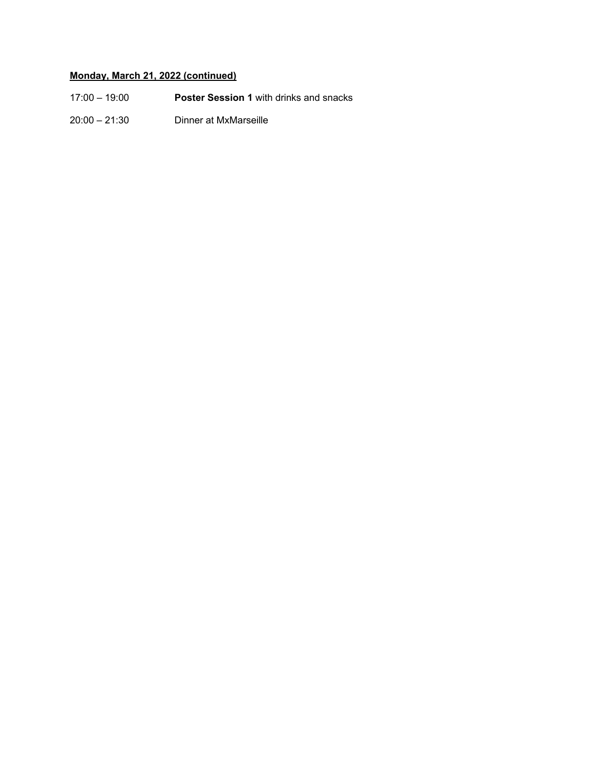**<u>Monday, March 21, 2022 (continued)</u>**

17:00 – 19:00 **Poster Session 1** with drinks and snacks

20:00 – 21:30 Dinner at MxMarseille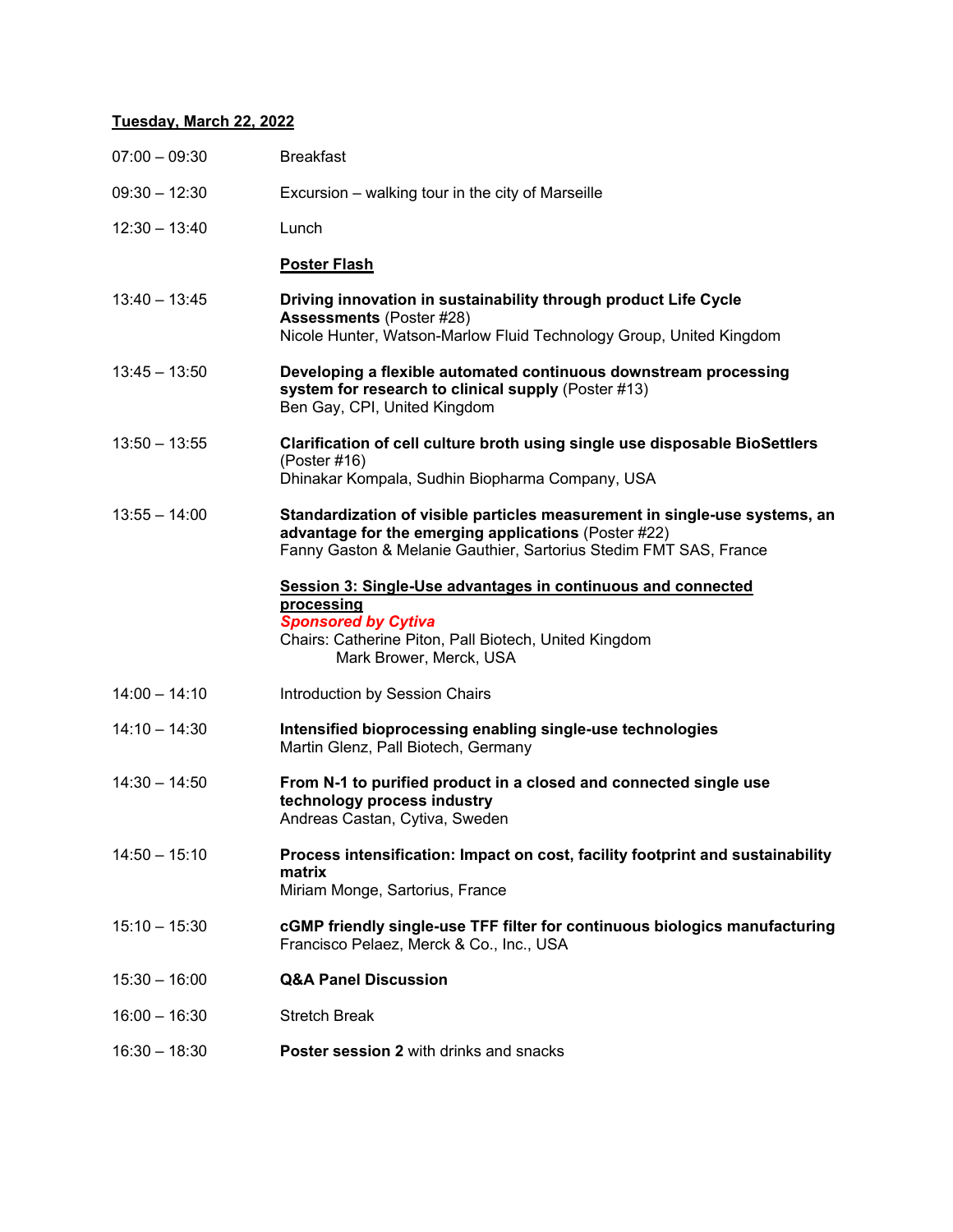**Tuesday, March 22, 2022**

| | |
|---|---|
| 07:00 – 09:30 | Breakfast |
| 09:30 – 12:30 | Excursion – walking tour in the city of Marseille |
| 12:30 – 13:40 | Lunch |
| | **Poster Flash** |
| 13:40 – 13:45 | **Driving innovation in sustainability through product Life Cycle Assessments** (Poster #28)<br>Nicole Hunter, Watson-Marlow Fluid Technology Group, United Kingdom |
| 13:45 – 13:50 | **Developing a flexible automated continuous downstream processing system for research to clinical supply** (Poster #13)<br>Ben Gay, CPI, United Kingdom |
| 13:50 – 13:55 | **Clarification of cell culture broth using single use disposable BioSettlers** (Poster #16)<br>Dhinakar Kompala, Sudhin Biopharma Company, USA |
| 13:55 – 14:00 | **Standardization of visible particles measurement in single-use systems, an advantage for the emerging applications** (Poster #22)<br>Fanny Gaston & Melanie Gauthier, Sartorius Stedim FMT SAS, France |
| | **Session 3: Single-Use advantages in continuous and connected processing**<br>***Sponsored by Cytiva***<br>Chairs: Catherine Piton, Pall Biotech, United Kingdom<br>Mark Brower, Merck, USA |
| 14:00 – 14:10 | Introduction by Session Chairs |
| 14:10 – 14:30 | **Intensified bioprocessing enabling single-use technologies**<br>Martin Glenz, Pall Biotech, Germany |
| 14:30 – 14:50 | **From N-1 to purified product in a closed and connected single use technology process industry**<br>Andreas Castan, Cytiva, Sweden |
| 14:50 – 15:10 | **Process intensification: Impact on cost, facility footprint and sustainability matrix**<br>Miriam Monge, Sartorius, France |
| 15:10 – 15:30 | **cGMP friendly single-use TFF filter for continuous biologics manufacturing**<br>Francisco Pelaez, Merck & Co., Inc., USA |
| 15:30 – 16:00 | **Q&A Panel Discussion** |
| 16:00 – 16:30 | Stretch Break |
| 16:30 – 18:30 | **Poster session 2** with drinks and snacks |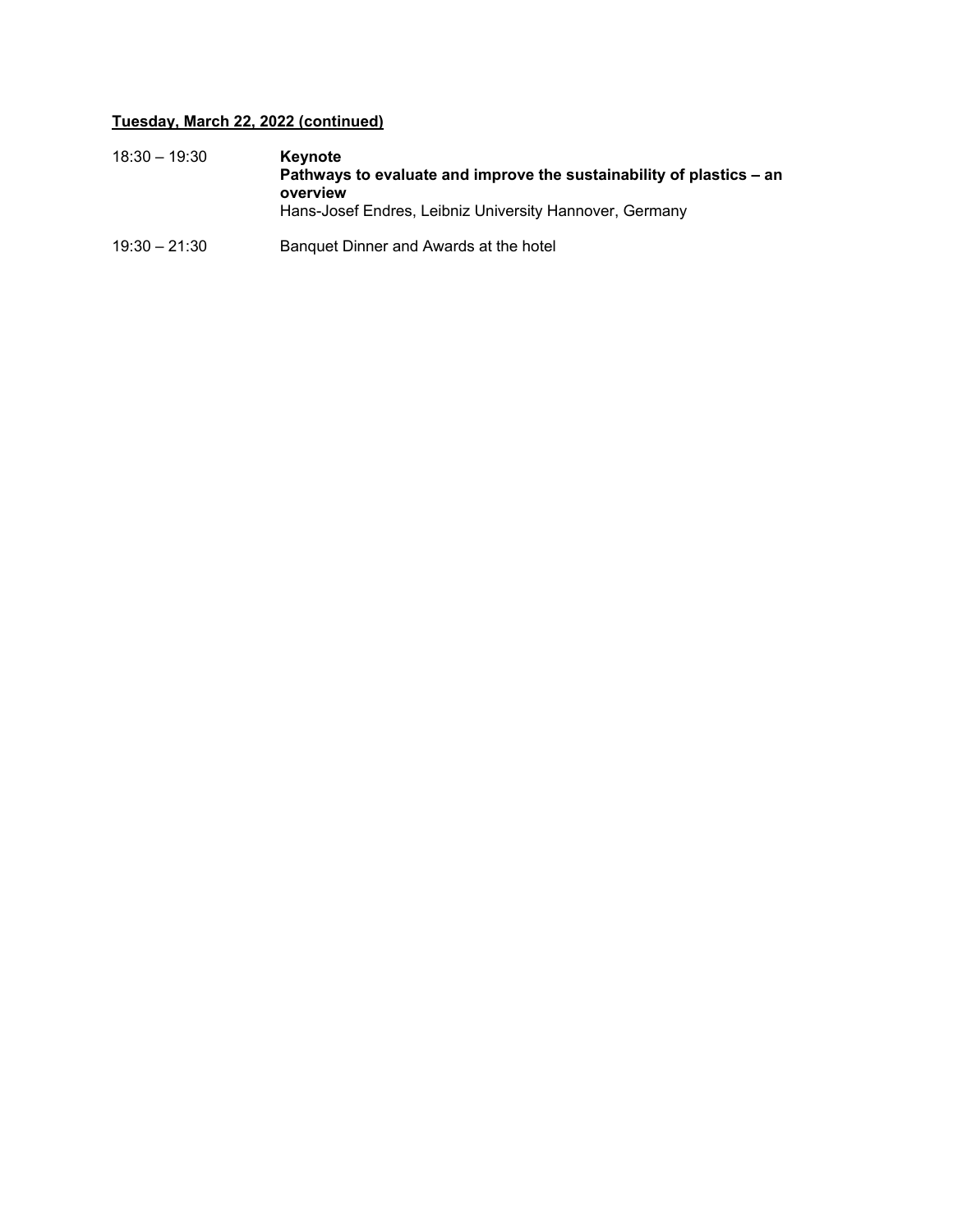**Tuesday, March 22, 2022 (continued)**

| | |
|---|---|
| 18:30 – 19:30 | **Keynote**<br>**Pathways to evaluate and improve the sustainability of plastics – an overview**<br>Hans-Josef Endres, Leibniz University Hannover, Germany |
| 19:30 – 21:30 | Banquet Dinner and Awards at the hotel |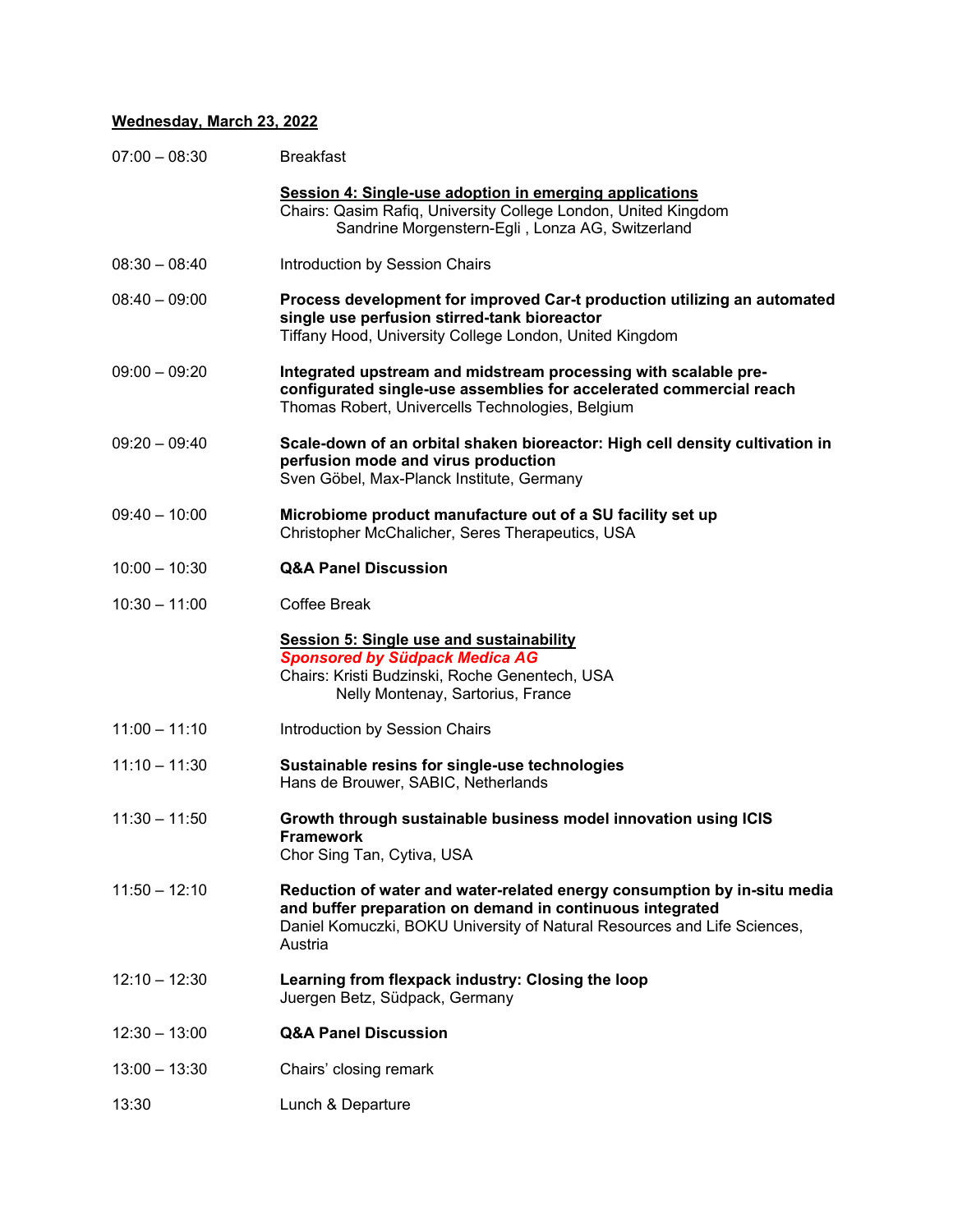## Wednesday, March 23, 2022

| | |
|---|---|
| 07:00 – 08:30 | Breakfast |
| | **Session 4: Single-use adoption in emerging applications**<br>Chairs: Qasim Rafiq, University College London, United Kingdom<br>Sandrine Morgenstern-Egli , Lonza AG, Switzerland |
| 08:30 – 08:40 | Introduction by Session Chairs |
| 08:40 – 09:00 | **Process development for improved Car-t production utilizing an automated single use perfusion stirred-tank bioreactor**<br>Tiffany Hood, University College London, United Kingdom |
| 09:00 – 09:20 | **Integrated upstream and midstream processing with scalable pre-configurated single-use assemblies for accelerated commercial reach**<br>Thomas Robert, Univercells Technologies, Belgium |
| 09:20 – 09:40 | **Scale-down of an orbital shaken bioreactor: High cell density cultivation in perfusion mode and virus production**<br>Sven Göbel, Max-Planck Institute, Germany |
| 09:40 – 10:00 | **Microbiome product manufacture out of a SU facility set up**<br>Christopher McChalicher, Seres Therapeutics, USA |
| 10:00 – 10:30 | **Q&A Panel Discussion** |
| 10:30 – 11:00 | Coffee Break |
| | **Session 5: Single use and sustainability**<br>***Sponsored by Südpack Medica AG***<br>Chairs: Kristi Budzinski, Roche Genentech, USA<br>Nelly Montenay, Sartorius, France |
| 11:00 – 11:10 | Introduction by Session Chairs |
| 11:10 – 11:30 | **Sustainable resins for single-use technologies**<br>Hans de Brouwer, SABIC, Netherlands |
| 11:30 – 11:50 | **Growth through sustainable business model innovation using ICIS Framework**<br>Chor Sing Tan, Cytiva, USA |
| 11:50 – 12:10 | **Reduction of water and water-related energy consumption by in-situ media and buffer preparation on demand in continuous integrated**<br>Daniel Komuczki, BOKU University of Natural Resources and Life Sciences, Austria |
| 12:10 – 12:30 | **Learning from flexpack industry: Closing the loop**<br>Juergen Betz, Südpack, Germany |
| 12:30 – 13:00 | **Q&A Panel Discussion** |
| 13:00 – 13:30 | Chairs' closing remark |
| 13:30 | Lunch & Departure |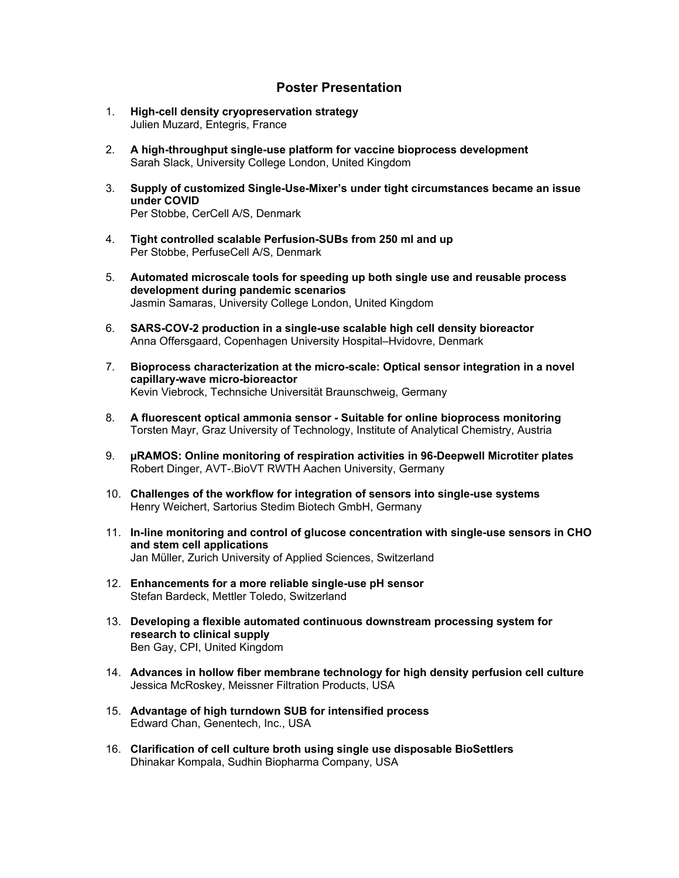## Poster Presentation

1. **High-cell density cryopreservation strategy**
   Julien Muzard, Entegris, France

2. **A high-throughput single-use platform for vaccine bioprocess development**
   Sarah Slack, University College London, United Kingdom

3. **Supply of customized Single-Use-Mixer's under tight circumstances became an issue under COVID**
   Per Stobbe, CerCell A/S, Denmark

4. **Tight controlled scalable Perfusion-SUBs from 250 ml and up**
   Per Stobbe, PerfuseCell A/S, Denmark

5. **Automated microscale tools for speeding up both single use and reusable process development during pandemic scenarios**
   Jasmin Samaras, University College London, United Kingdom

6. **SARS-COV-2 production in a single-use scalable high cell density bioreactor**
   Anna Offersgaard, Copenhagen University Hospital–Hvidovre, Denmark

7. **Bioprocess characterization at the micro-scale: Optical sensor integration in a novel capillary-wave micro-bioreactor**
   Kevin Viebrock, Technsiche Universität Braunschweig, Germany

8. **A fluorescent optical ammonia sensor - Suitable for online bioprocess monitoring**
   Torsten Mayr, Graz University of Technology, Institute of Analytical Chemistry, Austria

9. **µRAMOS: Online monitoring of respiration activities in 96-Deepwell Microtiter plates**
   Robert Dinger, AVT-.BioVT RWTH Aachen University, Germany

10. **Challenges of the workflow for integration of sensors into single-use systems**
    Henry Weichert, Sartorius Stedim Biotech GmbH, Germany

11. **In-line monitoring and control of glucose concentration with single-use sensors in CHO and stem cell applications**
    Jan Müller, Zurich University of Applied Sciences, Switzerland

12. **Enhancements for a more reliable single-use pH sensor**
    Stefan Bardeck, Mettler Toledo, Switzerland

13. **Developing a flexible automated continuous downstream processing system for research to clinical supply**
    Ben Gay, CPI, United Kingdom

14. **Advances in hollow fiber membrane technology for high density perfusion cell culture**
    Jessica McRoskey, Meissner Filtration Products, USA

15. **Advantage of high turndown SUB for intensified process**
    Edward Chan, Genentech, Inc., USA

16. **Clarification of cell culture broth using single use disposable BioSettlers**
    Dhinakar Kompala, Sudhin Biopharma Company, USA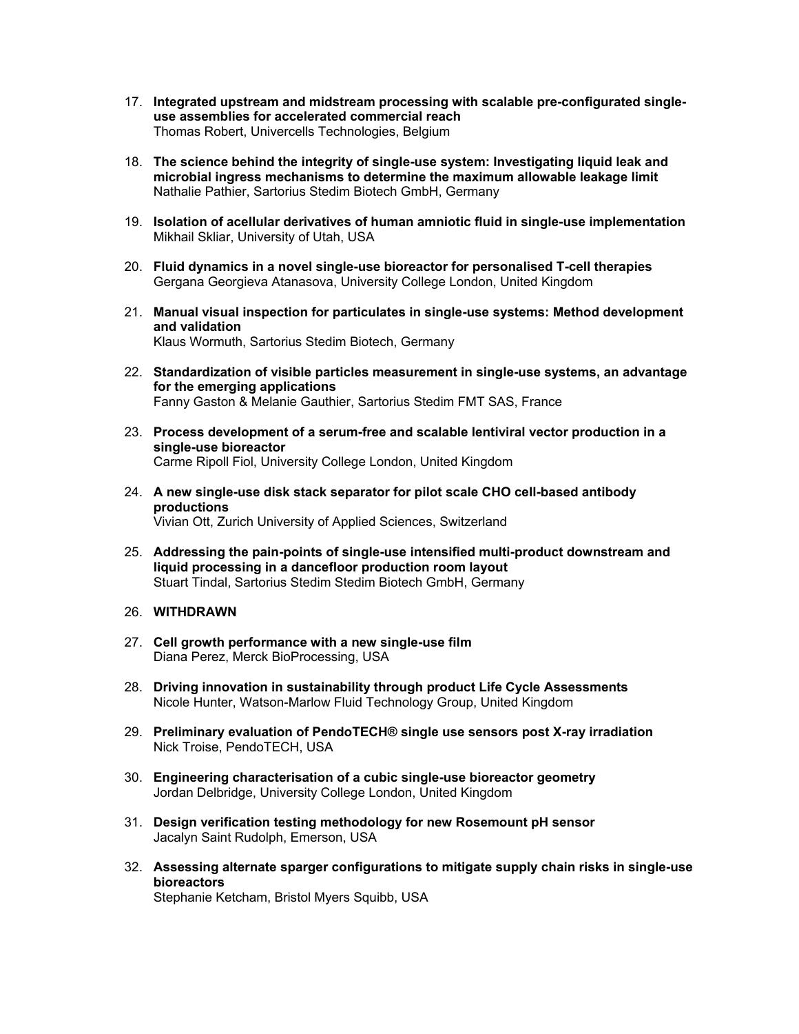17. **Integrated upstream and midstream processing with scalable pre-configurated single-use assemblies for accelerated commercial reach**
    Thomas Robert, Univercells Technologies, Belgium

18. **The science behind the integrity of single-use system: Investigating liquid leak and microbial ingress mechanisms to determine the maximum allowable leakage limit**
    Nathalie Pathier, Sartorius Stedim Biotech GmbH, Germany

19. **Isolation of acellular derivatives of human amniotic fluid in single-use implementation**
    Mikhail Skliar, University of Utah, USA

20. **Fluid dynamics in a novel single-use bioreactor for personalised T-cell therapies**
    Gergana Georgieva Atanasova, University College London, United Kingdom

21. **Manual visual inspection for particulates in single-use systems: Method development and validation**
    Klaus Wormuth, Sartorius Stedim Biotech, Germany

22. **Standardization of visible particles measurement in single-use systems, an advantage for the emerging applications**
    Fanny Gaston & Melanie Gauthier, Sartorius Stedim FMT SAS, France

23. **Process development of a serum-free and scalable lentiviral vector production in a single-use bioreactor**
    Carme Ripoll Fiol, University College London, United Kingdom

24. **A new single-use disk stack separator for pilot scale CHO cell-based antibody productions**
    Vivian Ott, Zurich University of Applied Sciences, Switzerland

25. **Addressing the pain-points of single-use intensified multi-product downstream and liquid processing in a dancefloor production room layout**
    Stuart Tindal, Sartorius Stedim Stedim Biotech GmbH, Germany

26. **WITHDRAWN**

27. **Cell growth performance with a new single-use film**
    Diana Perez, Merck BioProcessing, USA

28. **Driving innovation in sustainability through product Life Cycle Assessments**
    Nicole Hunter, Watson-Marlow Fluid Technology Group, United Kingdom

29. **Preliminary evaluation of PendoTECH® single use sensors post X-ray irradiation**
    Nick Troise, PendoTECH, USA

30. **Engineering characterisation of a cubic single-use bioreactor geometry**
    Jordan Delbridge, University College London, United Kingdom

31. **Design verification testing methodology for new Rosemount pH sensor**
    Jacalyn Saint Rudolph, Emerson, USA

32. **Assessing alternate sparger configurations to mitigate supply chain risks in single-use bioreactors**
    Stephanie Ketcham, Bristol Myers Squibb, USA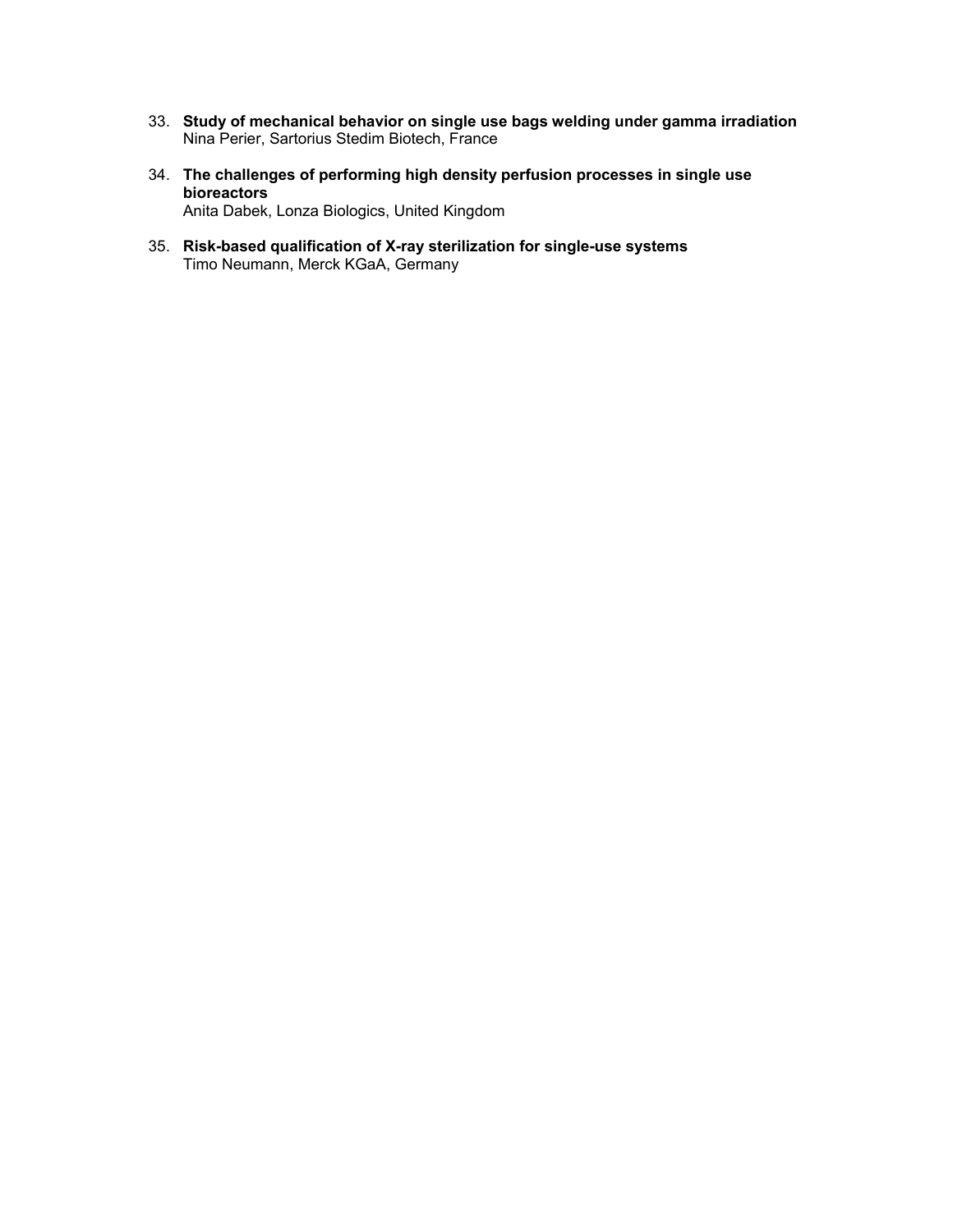33. **Study of mechanical behavior on single use bags welding under gamma irradiation**
    Nina Perier, Sartorius Stedim Biotech, France

34. **The challenges of performing high density perfusion processes in single use bioreactors**
    Anita Dabek, Lonza Biologics, United Kingdom

35. **Risk-based qualification of X-ray sterilization for single-use systems**
    Timo Neumann, Merck KGaA, Germany